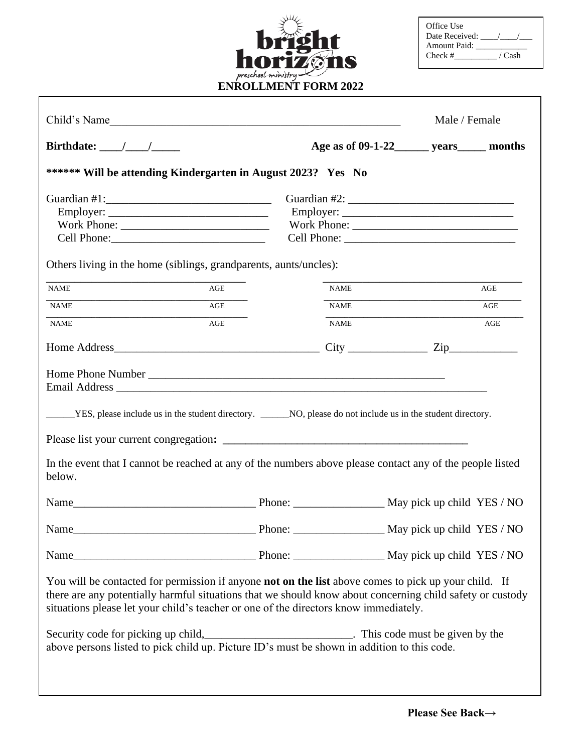Office Use
Date Received: ____/____/___
Amount Paid: ____________
Check #__________ / Cash

bright horizons
preschool ministry

# ENROLLMENT FORM 2022

Child's Name_____________________________________________________ Male / Female

**Birthdate: ____/____/_____** **Age as of 09-1-22______ years_____ months**

**\*\*\*\*\*\* Will be attending Kindergarten in August 2023? Yes No**

Guardian #1:______________________________
Employer: ____________________________
Work Phone: __________________________
Cell Phone:___________________________

Guardian #2: _____________________________
Employer: ______________________________
Work Phone: _____________________________
Cell Phone: ______________________________

Others living in the home (siblings, grandparents, aunts/uncles):

| NAME | AGE | NAME | AGE |
|---|---|---|---|
| NAME | AGE | NAME | AGE |
| NAME | AGE | NAME | AGE |

Home Address____________________________________ City ______________ Zip____________

Home Phone Number ______________________________________________________
Email Address _____________________________________________________________________

______YES, please include us in the student directory. ______NO, please do not include us in the student directory.

Please list your current congregation**: ____________________________________________**

In the event that I cannot be reached at any of the numbers above please contact any of the people listed below.

Name________________________________ Phone: ________________ May pick up child YES / NO

Name________________________________ Phone: ________________ May pick up child YES / NO

Name________________________________ Phone: ________________ May pick up child YES / NO

You will be contacted for permission if anyone **not on the list** above comes to pick up your child. If there are any potentially harmful situations that we should know about concerning child safety or custody situations please let your child's teacher or one of the directors know immediately.

Security code for picking up child,__________________________. This code must be given by the above persons listed to pick child up. Picture ID's must be shown in addition to this code.

**Please See Back→**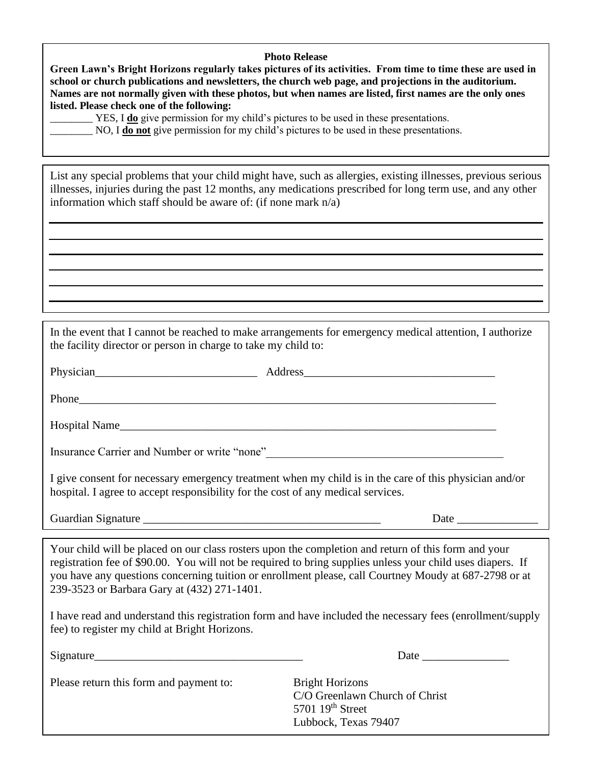**Photo Release**

**Green Lawn's Bright Horizons regularly takes pictures of its activities. From time to time these are used in school or church publications and newsletters, the church web page, and projections in the auditorium. Names are not normally given with these photos, but when names are listed, first names are the only ones listed. Please check one of the following:**

________ YES, I **do** give permission for my child's pictures to be used in these presentations.

________ NO, I **do not** give permission for my child's pictures to be used in these presentations.

---

List any special problems that your child might have, such as allergies, existing illnesses, previous serious illnesses, injuries during the past 12 months, any medications prescribed for long term use, and any other information which staff should be aware of: (if none mark n/a)

______________________________________________________________________________

______________________________________________________________________________

______________________________________________________________________________

______________________________________________________________________________

______________________________________________________________________________

______________________________________________________________________________

---

In the event that I cannot be reached to make arrangements for emergency medical attention, I authorize the facility director or person in charge to take my child to:

Physician____________________________ Address_________________________________

Phone___________________________________________________________________________

Hospital Name____________________________________________________________________

Insurance Carrier and Number or write "none"__________________________________________

I give consent for necessary emergency treatment when my child is in the care of this physician and/or hospital. I agree to accept responsibility for the cost of any medical services.

Guardian Signature __________________________________________ Date ______________

---

Your child will be placed on our class rosters upon the completion and return of this form and your registration fee of $90.00. You will not be required to bring supplies unless your child uses diapers. If you have any questions concerning tuition or enrollment please, call Courtney Moudy at 687-2798 or at 239-3523 or Barbara Gary at (432) 271-1401.

I have read and understand this registration form and have included the necessary fees (enrollment/supply fee) to register my child at Bright Horizons.

Signature____________________________________ Date _______________

Please return this form and payment to:

Bright Horizons
C/O Greenlawn Church of Christ
5701 19th Street
Lubbock, Texas 79407